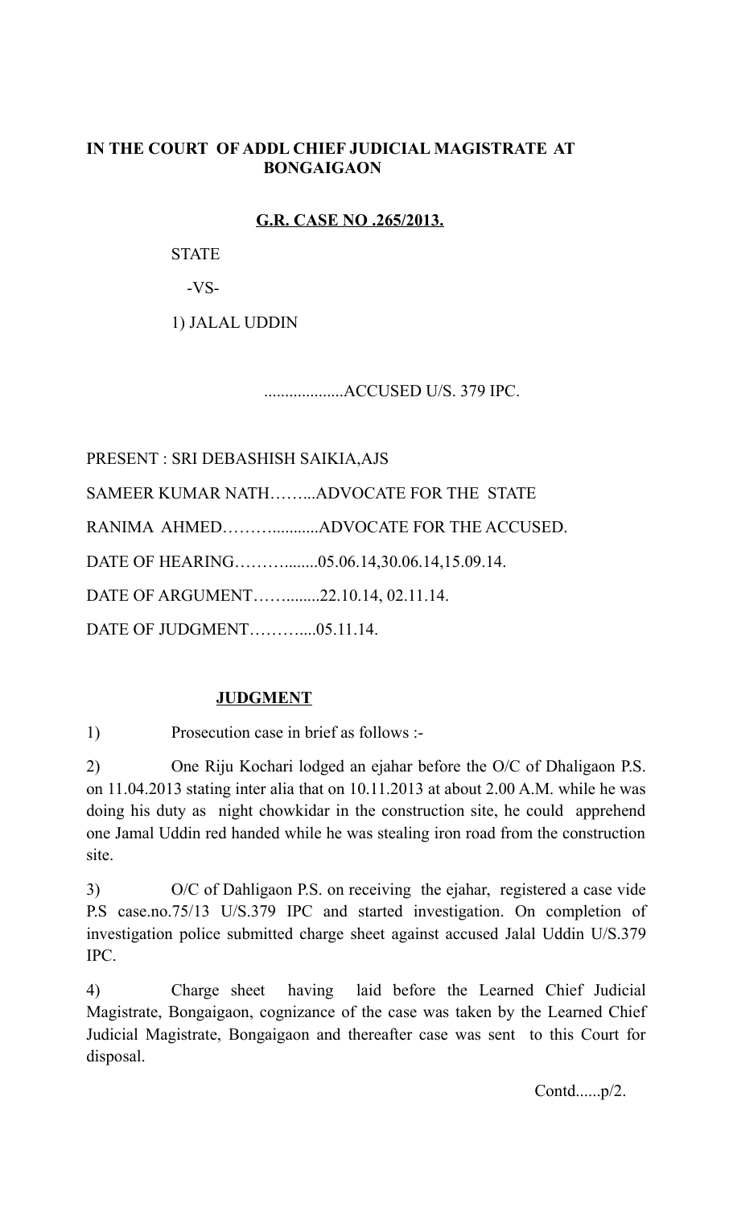**IN THE COURT OF ADDL CHIEF JUDICIAL MAGISTRATE AT BONGAIGAON**

**G.R. CASE NO .265/2013.**

STATE

-VS-

1) JALAL UDDIN

...................ACCUSED U/S. 379 IPC.

PRESENT : SRI DEBASHISH SAIKIA,AJS

SAMEER KUMAR NATH……...ADVOCATE FOR THE STATE

RANIMA AHMED……….........ADVOCATE FOR THE ACCUSED.

DATE OF HEARING………........05.06.14,30.06.14,15.09.14.

DATE OF ARGUMENT……........22.10.14, 02.11.14.

DATE OF JUDGMENT………....05.11.14.

**JUDGMENT**

1) Prosecution case in brief as follows :-

2) One Riju Kochari lodged an ejahar before the O/C of Dhaligaon P.S. on 11.04.2013 stating inter alia that on 10.11.2013 at about 2.00 A.M. while he was doing his duty as night chowkidar in the construction site, he could apprehend one Jamal Uddin red handed while he was stealing iron road from the construction site.

3) O/C of Dahligaon P.S. on receiving the ejahar, registered a case vide P.S case.no.75/13 U/S.379 IPC and started investigation. On completion of investigation police submitted charge sheet against accused Jalal Uddin U/S.379 IPC.

4) Charge sheet having laid before the Learned Chief Judicial Magistrate, Bongaigaon, cognizance of the case was taken by the Learned Chief Judicial Magistrate, Bongaigaon and thereafter case was sent to this Court for disposal.

Contd......p/2.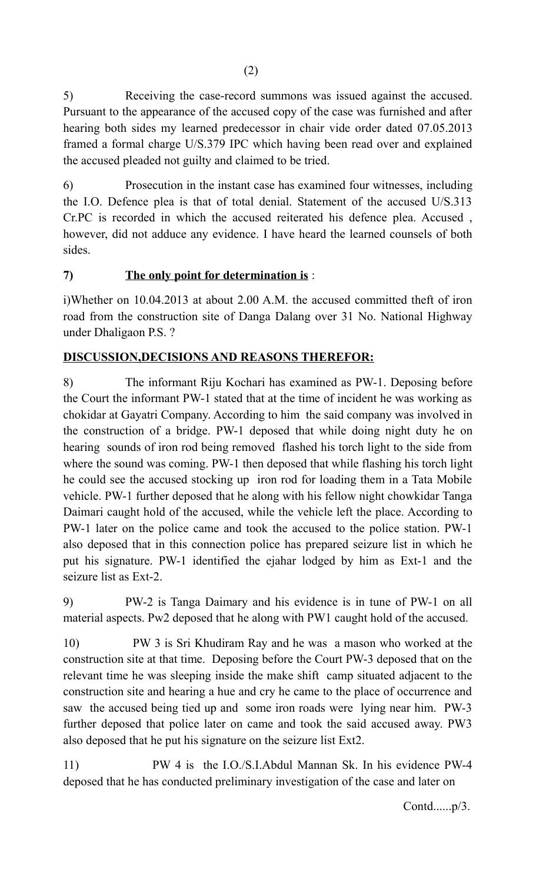5) Receiving the case-record summons was issued against the accused. Pursuant to the appearance of the accused copy of the case was furnished and after hearing both sides my learned predecessor in chair vide order dated 07.05.2013 framed a formal charge U/S.379 IPC which having been read over and explained the accused pleaded not guilty and claimed to be tried.

6) Prosecution in the instant case has examined four witnesses, including the I.O. Defence plea is that of total denial. Statement of the accused U/S.313 Cr.PC is recorded in which the accused reiterated his defence plea. Accused , however, did not adduce any evidence. I have heard the learned counsels of both sides.

**7) <u>The only point for determination is</u>** :

i)Whether on 10.04.2013 at about 2.00 A.M. the accused committed theft of iron road from the construction site of Danga Dalang over 31 No. National Highway under Dhaligaon P.S. ?

**<u>DISCUSSION,DECISIONS AND REASONS THEREFOR:</u>**

8) The informant Riju Kochari has examined as PW-1. Deposing before the Court the informant PW-1 stated that at the time of incident he was working as chokidar at Gayatri Company. According to him the said company was involved in the construction of a bridge. PW-1 deposed that while doing night duty he on hearing sounds of iron rod being removed flashed his torch light to the side from where the sound was coming. PW-1 then deposed that while flashing his torch light he could see the accused stocking up iron rod for loading them in a Tata Mobile vehicle. PW-1 further deposed that he along with his fellow night chowkidar Tanga Daimari caught hold of the accused, while the vehicle left the place. According to PW-1 later on the police came and took the accused to the police station. PW-1 also deposed that in this connection police has prepared seizure list in which he put his signature. PW-1 identified the ejahar lodged by him as Ext-1 and the seizure list as Ext-2.

9) PW-2 is Tanga Daimary and his evidence is in tune of PW-1 on all material aspects. Pw2 deposed that he along with PW1 caught hold of the accused.

10) PW 3 is Sri Khudiram Ray and he was a mason who worked at the construction site at that time. Deposing before the Court PW-3 deposed that on the relevant time he was sleeping inside the make shift camp situated adjacent to the construction site and hearing a hue and cry he came to the place of occurrence and saw the accused being tied up and some iron roads were lying near him. PW-3 further deposed that police later on came and took the said accused away. PW3 also deposed that he put his signature on the seizure list Ext2.

11) PW 4 is the I.O./S.I.Abdul Mannan Sk. In his evidence PW-4 deposed that he has conducted preliminary investigation of the case and later on

Contd......p/3.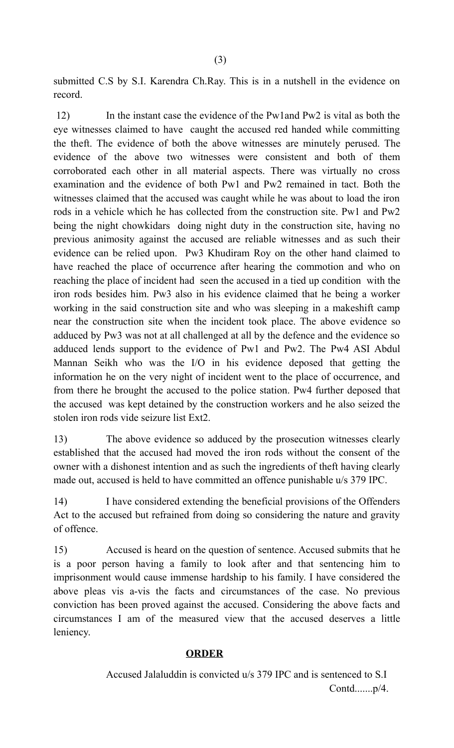submitted C.S by S.I. Karendra Ch.Ray. This is in a nutshell in the evidence on record.

12) In the instant case the evidence of the Pw1and Pw2 is vital as both the eye witnesses claimed to have caught the accused red handed while committing the theft. The evidence of both the above witnesses are minutely perused. The evidence of the above two witnesses were consistent and both of them corroborated each other in all material aspects. There was virtually no cross examination and the evidence of both Pw1 and Pw2 remained in tact. Both the witnesses claimed that the accused was caught while he was about to load the iron rods in a vehicle which he has collected from the construction site. Pw1 and Pw2 being the night chowkidars doing night duty in the construction site, having no previous animosity against the accused are reliable witnesses and as such their evidence can be relied upon. Pw3 Khudiram Roy on the other hand claimed to have reached the place of occurrence after hearing the commotion and who on reaching the place of incident had seen the accused in a tied up condition with the iron rods besides him. Pw3 also in his evidence claimed that he being a worker working in the said construction site and who was sleeping in a makeshift camp near the construction site when the incident took place. The above evidence so adduced by Pw3 was not at all challenged at all by the defence and the evidence so adduced lends support to the evidence of Pw1 and Pw2. The Pw4 ASI Abdul Mannan Seikh who was the I/O in his evidence deposed that getting the information he on the very night of incident went to the place of occurrence, and from there he brought the accused to the police station. Pw4 further deposed that the accused was kept detained by the construction workers and he also seized the stolen iron rods vide seizure list Ext2.

13) The above evidence so adduced by the prosecution witnesses clearly established that the accused had moved the iron rods without the consent of the owner with a dishonest intention and as such the ingredients of theft having clearly made out, accused is held to have committed an offence punishable u/s 379 IPC.

14) I have considered extending the beneficial provisions of the Offenders Act to the accused but refrained from doing so considering the nature and gravity of offence.

15) Accused is heard on the question of sentence. Accused submits that he is a poor person having a family to look after and that sentencing him to imprisonment would cause immense hardship to his family. I have considered the above pleas vis a-vis the facts and circumstances of the case. No previous conviction has been proved against the accused. Considering the above facts and circumstances I am of the measured view that the accused deserves a little leniency.

## ORDER

Accused Jalaluddin is convicted u/s 379 IPC and is sentenced to S.I

Contd.......p/4.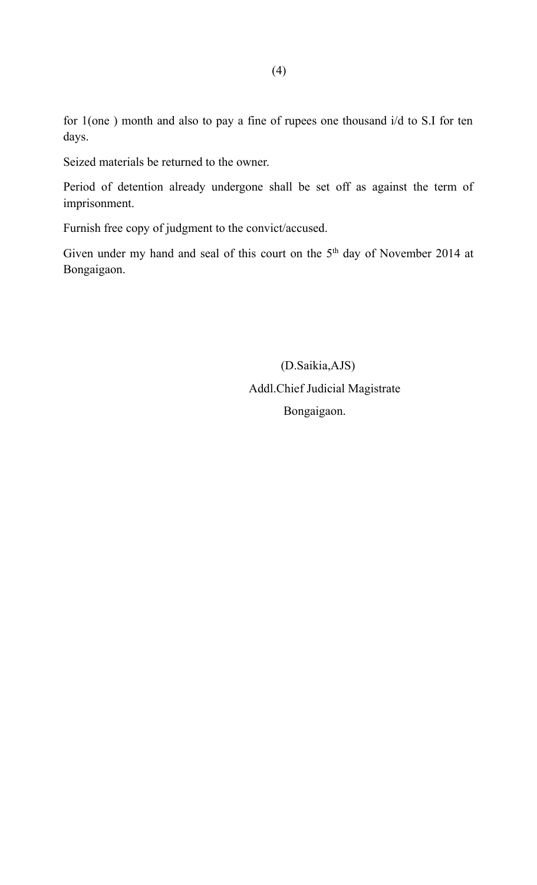for 1(one ) month and also to pay a fine of rupees one thousand i/d to S.I for ten days.

Seized materials be returned to the owner.

Period of detention already undergone shall be set off as against the term of imprisonment.

Furnish free copy of judgment to the convict/accused.

Given under my hand and seal of this court on the 5th day of November 2014 at Bongaigaon.

(D.Saikia,AJS)

Addl.Chief Judicial Magistrate

Bongaigaon.